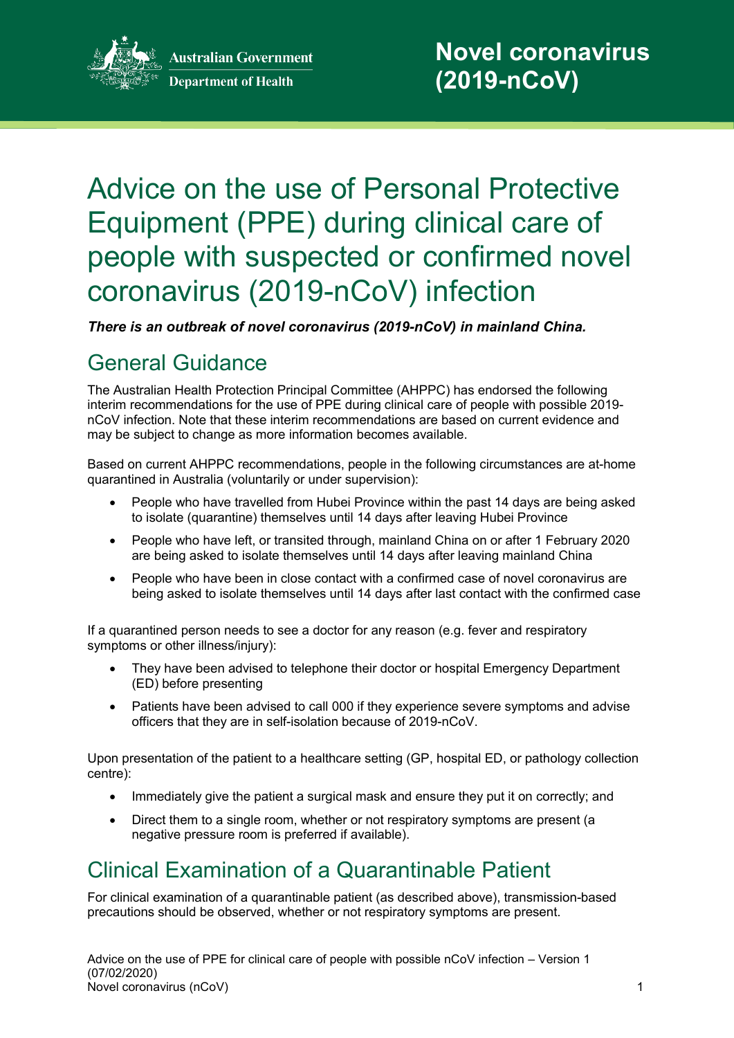Australian Government
Department of Health

Novel coronavirus (2019-nCoV)

# Advice on the use of Personal Protective Equipment (PPE) during clinical care of people with suspected or confirmed novel coronavirus (2019-nCoV) infection

***There is an outbreak of novel coronavirus (2019-nCoV) in mainland China.***

## General Guidance

The Australian Health Protection Principal Committee (AHPPC) has endorsed the following interim recommendations for the use of PPE during clinical care of people with possible 2019-nCoV infection. Note that these interim recommendations are based on current evidence and may be subject to change as more information becomes available.

Based on current AHPPC recommendations, people in the following circumstances are at-home quarantined in Australia (voluntarily or under supervision):

- People who have travelled from Hubei Province within the past 14 days are being asked to isolate (quarantine) themselves until 14 days after leaving Hubei Province
- People who have left, or transited through, mainland China on or after 1 February 2020 are being asked to isolate themselves until 14 days after leaving mainland China
- People who have been in close contact with a confirmed case of novel coronavirus are being asked to isolate themselves until 14 days after last contact with the confirmed case

If a quarantined person needs to see a doctor for any reason (e.g. fever and respiratory symptoms or other illness/injury):

- They have been advised to telephone their doctor or hospital Emergency Department (ED) before presenting
- Patients have been advised to call 000 if they experience severe symptoms and advise officers that they are in self-isolation because of 2019-nCoV.

Upon presentation of the patient to a healthcare setting (GP, hospital ED, or pathology collection centre):

- Immediately give the patient a surgical mask and ensure they put it on correctly; and
- Direct them to a single room, whether or not respiratory symptoms are present (a negative pressure room is preferred if available).

## Clinical Examination of a Quarantinable Patient

For clinical examination of a quarantinable patient (as described above), transmission-based precautions should be observed, whether or not respiratory symptoms are present.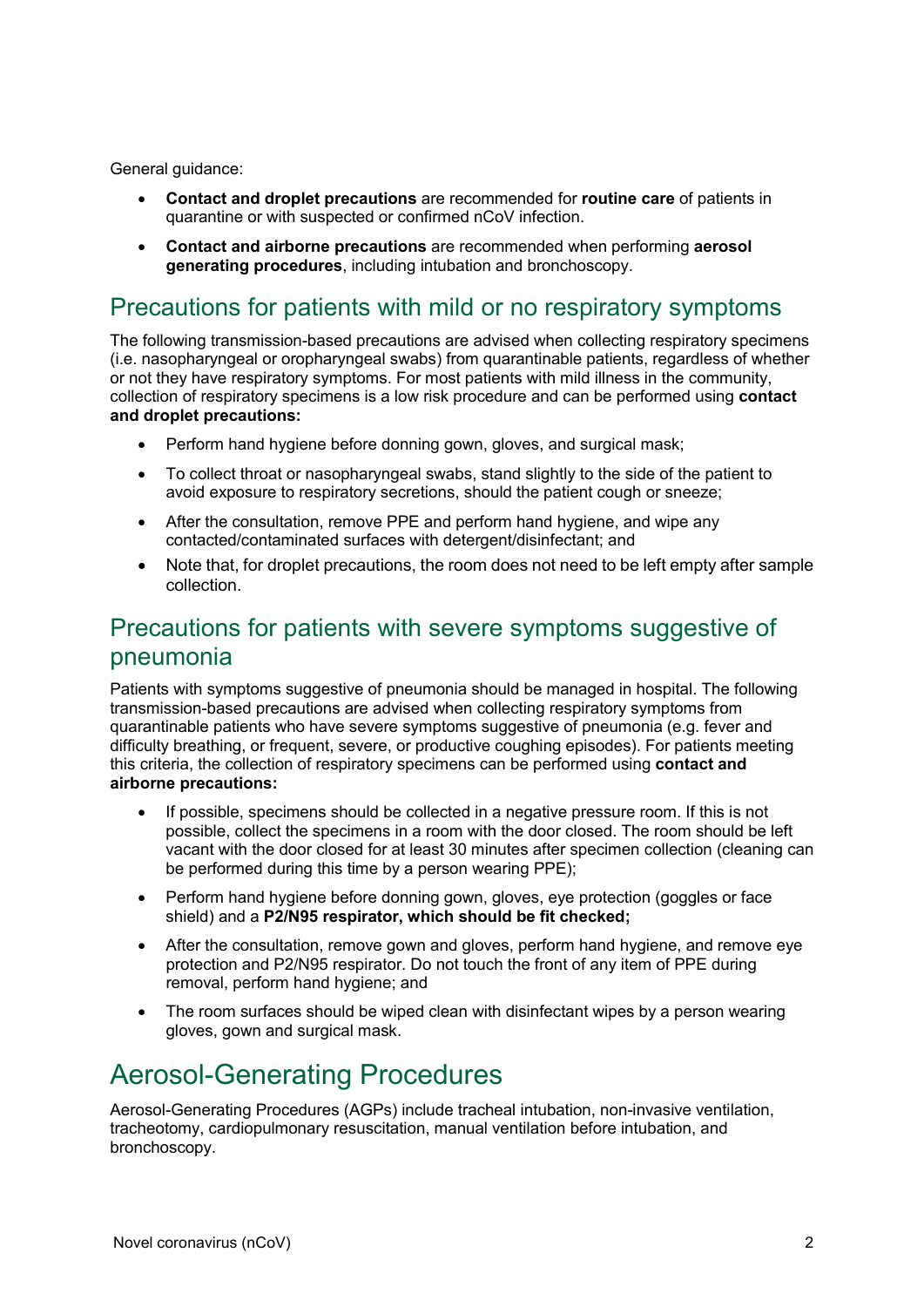General guidance:

- **Contact and droplet precautions** are recommended for **routine care** of patients in quarantine or with suspected or confirmed nCoV infection.
- **Contact and airborne precautions** are recommended when performing **aerosol generating procedures**, including intubation and bronchoscopy.

## Precautions for patients with mild or no respiratory symptoms

The following transmission-based precautions are advised when collecting respiratory specimens (i.e. nasopharyngeal or oropharyngeal swabs) from quarantinable patients, regardless of whether or not they have respiratory symptoms. For most patients with mild illness in the community, collection of respiratory specimens is a low risk procedure and can be performed using **contact and droplet precautions:**

- Perform hand hygiene before donning gown, gloves, and surgical mask;
- To collect throat or nasopharyngeal swabs, stand slightly to the side of the patient to avoid exposure to respiratory secretions, should the patient cough or sneeze;
- After the consultation, remove PPE and perform hand hygiene, and wipe any contacted/contaminated surfaces with detergent/disinfectant; and
- Note that, for droplet precautions, the room does not need to be left empty after sample collection.

## Precautions for patients with severe symptoms suggestive of pneumonia

Patients with symptoms suggestive of pneumonia should be managed in hospital. The following transmission-based precautions are advised when collecting respiratory symptoms from quarantinable patients who have severe symptoms suggestive of pneumonia (e.g. fever and difficulty breathing, or frequent, severe, or productive coughing episodes). For patients meeting this criteria, the collection of respiratory specimens can be performed using **contact and airborne precautions:**

- If possible, specimens should be collected in a negative pressure room. If this is not possible, collect the specimens in a room with the door closed. The room should be left vacant with the door closed for at least 30 minutes after specimen collection (cleaning can be performed during this time by a person wearing PPE);
- Perform hand hygiene before donning gown, gloves, eye protection (goggles or face shield) and a **P2/N95 respirator, which should be fit checked;**
- After the consultation, remove gown and gloves, perform hand hygiene, and remove eye protection and P2/N95 respirator. Do not touch the front of any item of PPE during removal, perform hand hygiene; and
- The room surfaces should be wiped clean with disinfectant wipes by a person wearing gloves, gown and surgical mask.

# Aerosol-Generating Procedures

Aerosol-Generating Procedures (AGPs) include tracheal intubation, non-invasive ventilation, tracheotomy, cardiopulmonary resuscitation, manual ventilation before intubation, and bronchoscopy.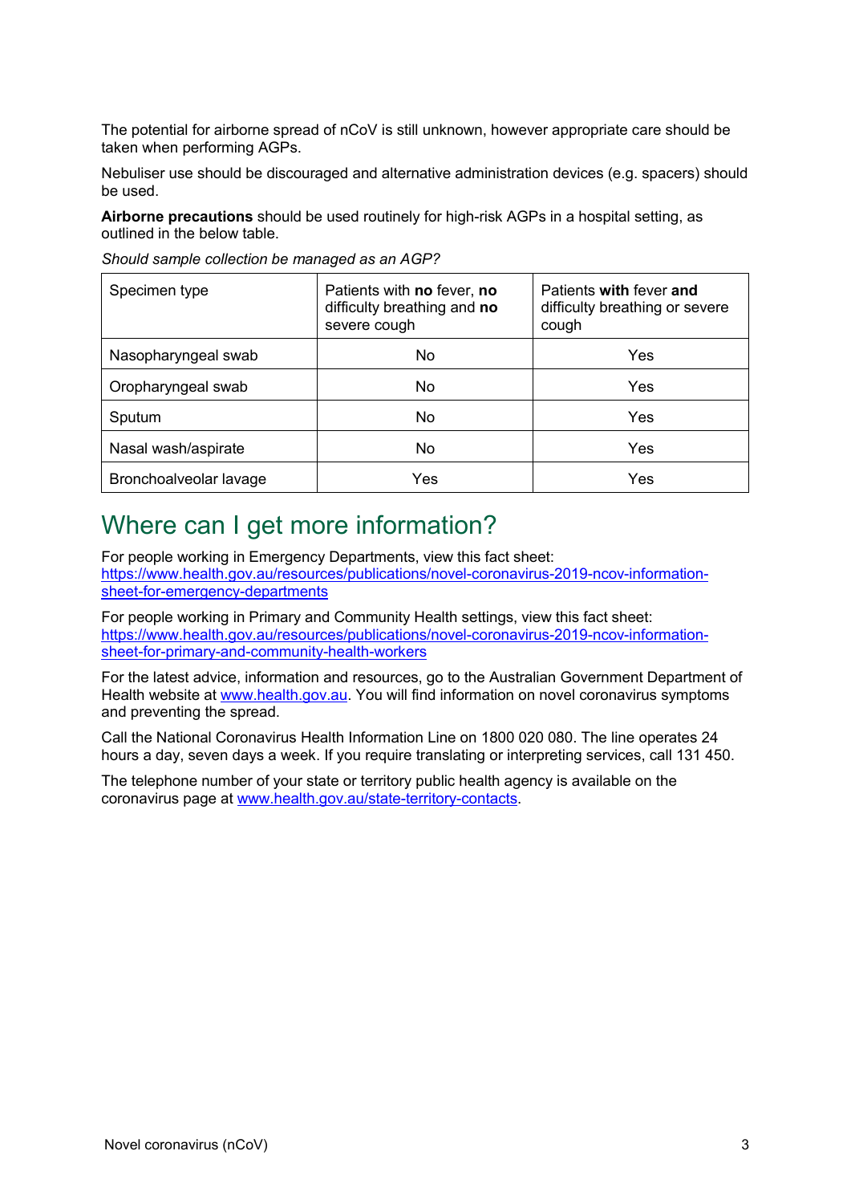The potential for airborne spread of nCoV is still unknown, however appropriate care should be taken when performing AGPs.

Nebuliser use should be discouraged and alternative administration devices (e.g. spacers) should be used.

**Airborne precautions** should be used routinely for high-risk AGPs in a hospital setting, as outlined in the below table.

*Should sample collection be managed as an AGP?*

| Specimen type | Patients with **no** fever, **no** difficulty breathing and **no** severe cough | Patients **with** fever **and** difficulty breathing or severe cough |
|---|---|---|
| Nasopharyngeal swab | No | Yes |
| Oropharyngeal swab | No | Yes |
| Sputum | No | Yes |
| Nasal wash/aspirate | No | Yes |
| Bronchoalveolar lavage | Yes | Yes |

## Where can I get more information?

For people working in Emergency Departments, view this fact sheet: [https://www.health.gov.au/resources/publications/novel-coronavirus-2019-ncov-information-sheet-for-emergency-departments](https://www.health.gov.au/resources/publications/novel-coronavirus-2019-ncov-information-sheet-for-emergency-departments)

For people working in Primary and Community Health settings, view this fact sheet: [https://www.health.gov.au/resources/publications/novel-coronavirus-2019-ncov-information-sheet-for-primary-and-community-health-workers](https://www.health.gov.au/resources/publications/novel-coronavirus-2019-ncov-information-sheet-for-primary-and-community-health-workers)

For the latest advice, information and resources, go to the Australian Government Department of Health website at [www.health.gov.au](http://www.health.gov.au). You will find information on novel coronavirus symptoms and preventing the spread.

Call the National Coronavirus Health Information Line on 1800 020 080. The line operates 24 hours a day, seven days a week. If you require translating or interpreting services, call 131 450.

The telephone number of your state or territory public health agency is available on the coronavirus page at [www.health.gov.au/state-territory-contacts](http://www.health.gov.au/state-territory-contacts).